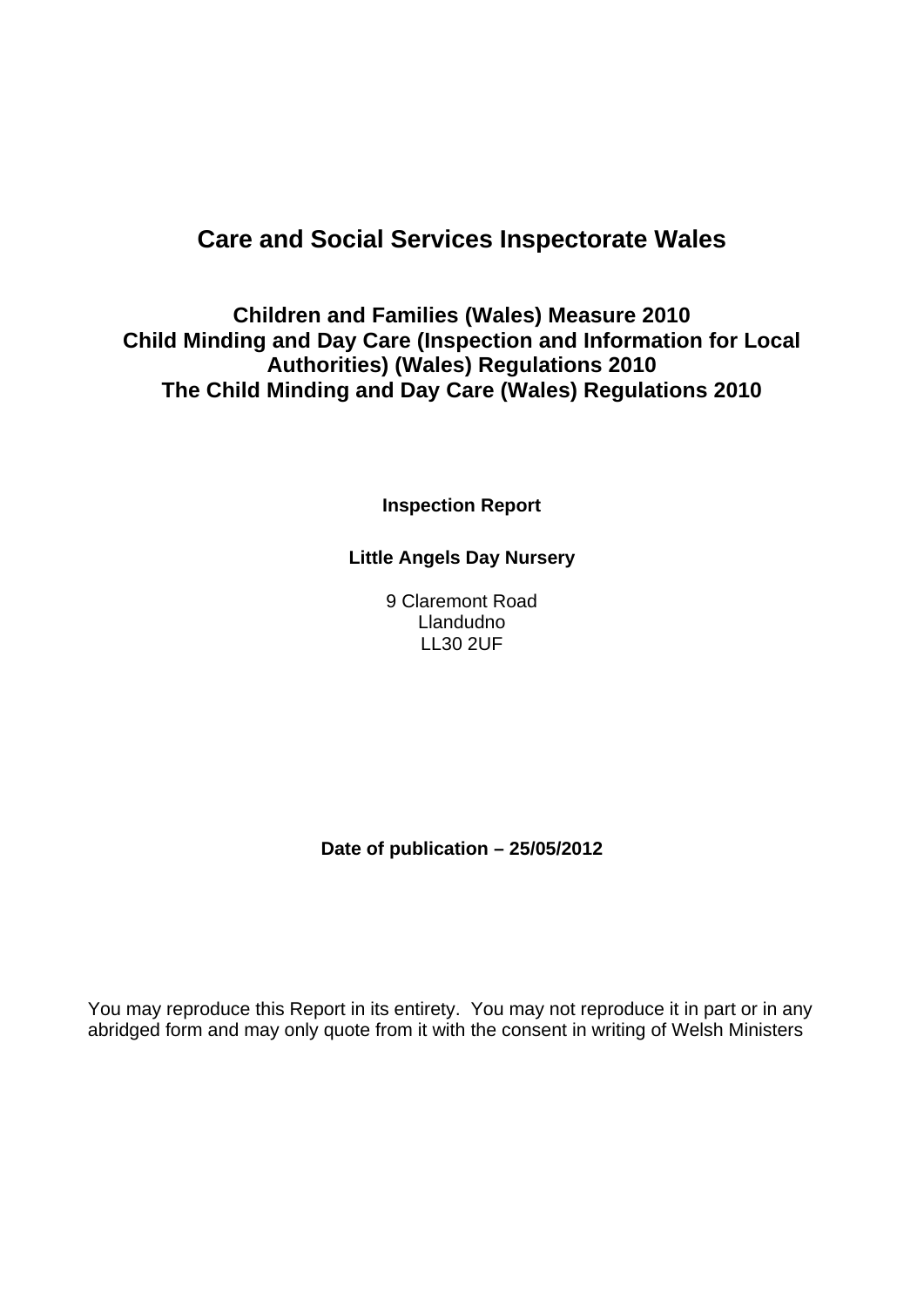# Care and Social Services Inspectorate Wales

## Children and Families (Wales) Measure 2010
## Child Minding and Day Care (Inspection and Information for Local Authorities) (Wales) Regulations 2010
## The Child Minding and Day Care (Wales) Regulations 2010

**Inspection Report**

**Little Angels Day Nursery**

9 Claremont Road
Llandudno
LL30 2UF

**Date of publication – 25/05/2012**

You may reproduce this Report in its entirety. You may not reproduce it in part or in any abridged form and may only quote from it with the consent in writing of Welsh Ministers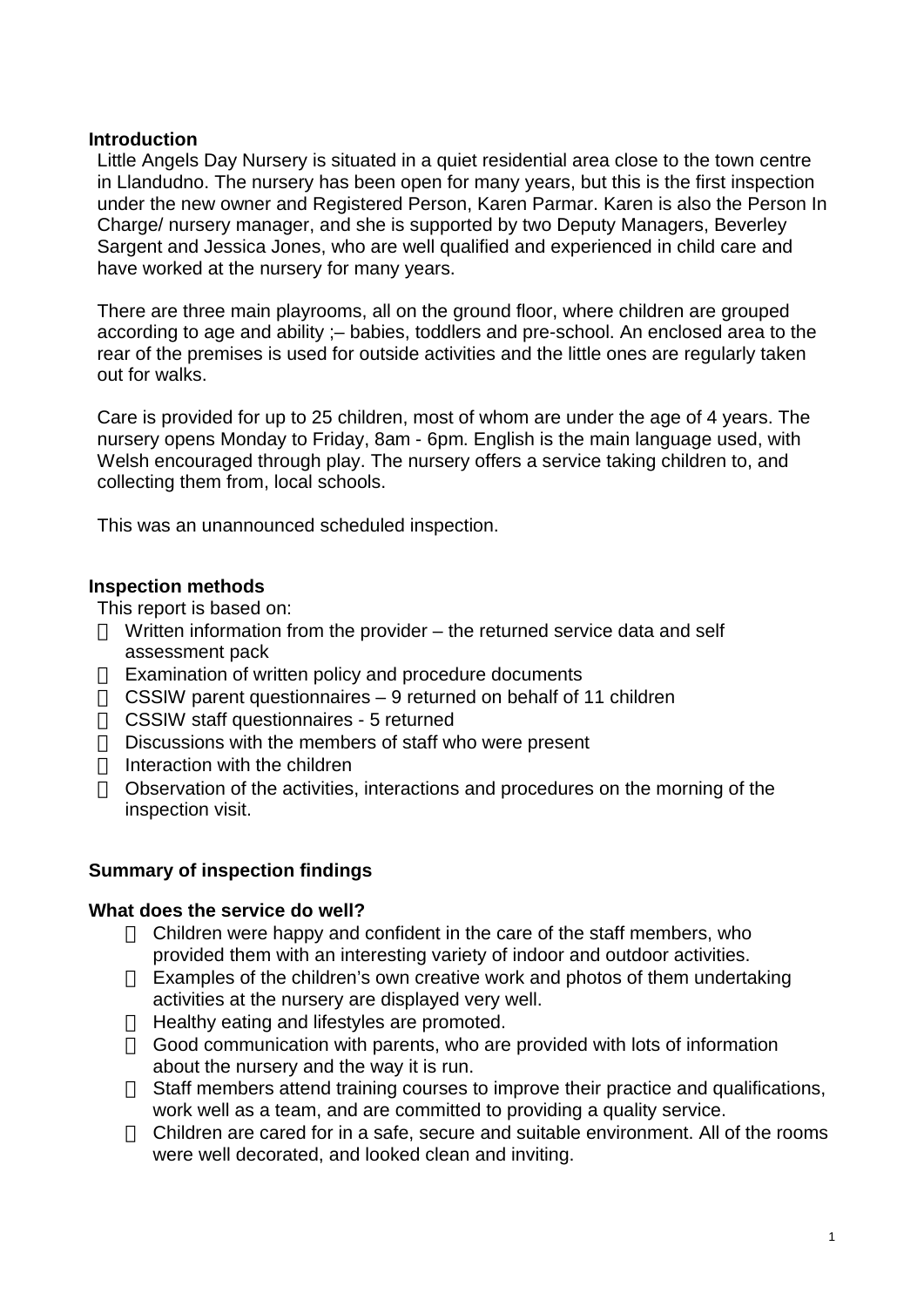## Introduction

Little Angels Day Nursery is situated in a quiet residential area close to the town centre in Llandudno. The nursery has been open for many years, but this is the first inspection under the new owner and Registered Person, Karen Parmar. Karen is also the Person In Charge/ nursery manager, and she is supported by two Deputy Managers, Beverley Sargent and Jessica Jones, who are well qualified and experienced in child care and have worked at the nursery for many years.

There are three main playrooms, all on the ground floor, where children are grouped according to age and ability ;– babies, toddlers and pre-school. An enclosed area to the rear of the premises is used for outside activities and the little ones are regularly taken out for walks.

Care is provided for up to 25 children, most of whom are under the age of 4 years. The nursery opens Monday to Friday, 8am - 6pm. English is the main language used, with Welsh encouraged through play. The nursery offers a service taking children to, and collecting them from, local schools.

This was an unannounced scheduled inspection.

## Inspection methods

This report is based on:

- Written information from the provider – the returned service data and self assessment pack
- Examination of written policy and procedure documents
- CSSIW parent questionnaires – 9 returned on behalf of 11 children
- CSSIW staff questionnaires - 5 returned
- Discussions with the members of staff who were present
- Interaction with the children
- Observation of the activities, interactions and procedures on the morning of the inspection visit.

## Summary of inspection findings

### What does the service do well?

- Children were happy and confident in the care of the staff members, who provided them with an interesting variety of indoor and outdoor activities.
- Examples of the children's own creative work and photos of them undertaking activities at the nursery are displayed very well.
- Healthy eating and lifestyles are promoted.
- Good communication with parents, who are provided with lots of information about the nursery and the way it is run.
- Staff members attend training courses to improve their practice and qualifications, work well as a team, and are committed to providing a quality service.
- Children are cared for in a safe, secure and suitable environment. All of the rooms were well decorated, and looked clean and inviting.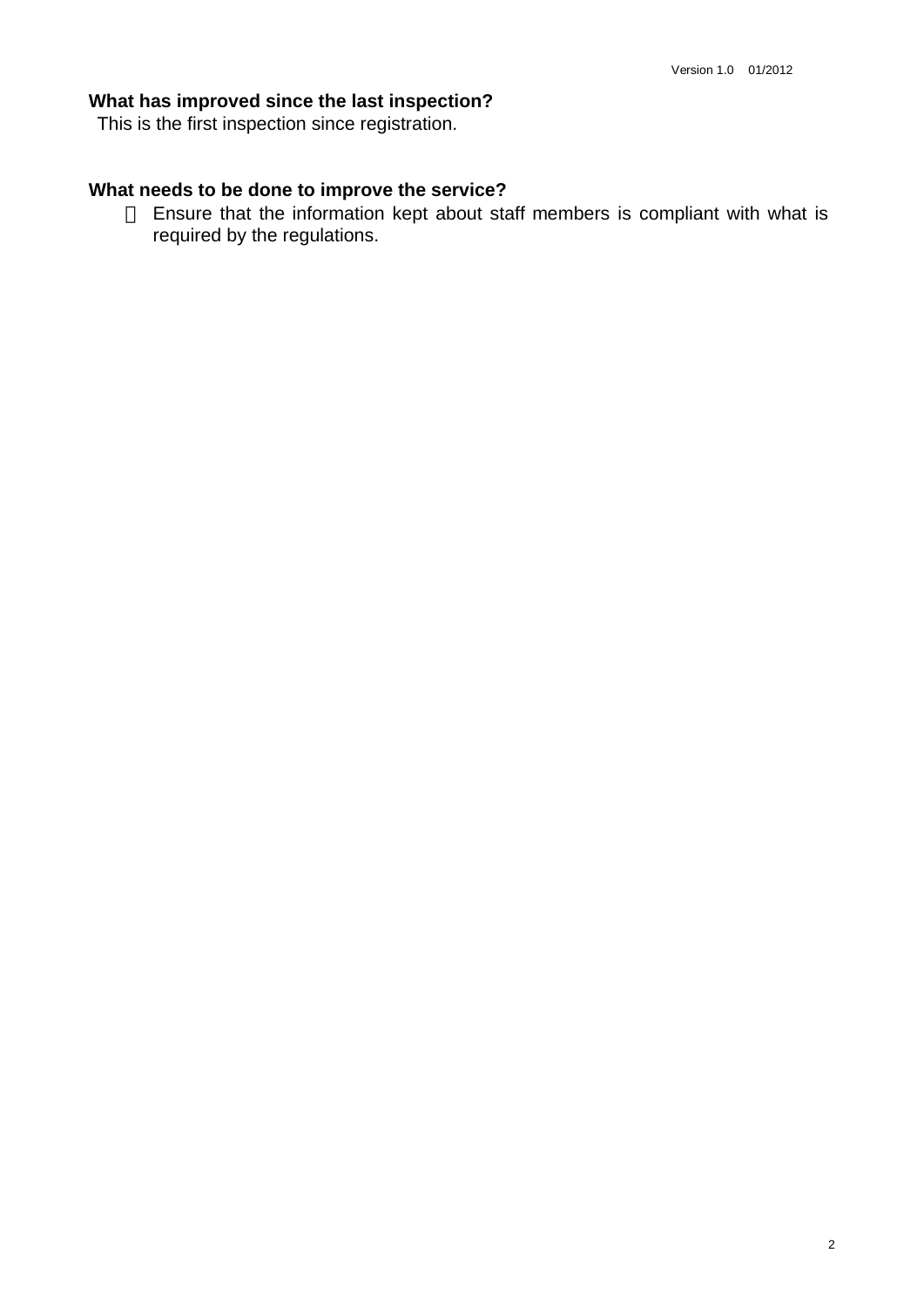## What has improved since the last inspection?

This is the first inspection since registration.

## What needs to be done to improve the service?

- Ensure that the information kept about staff members is compliant with what is required by the regulations.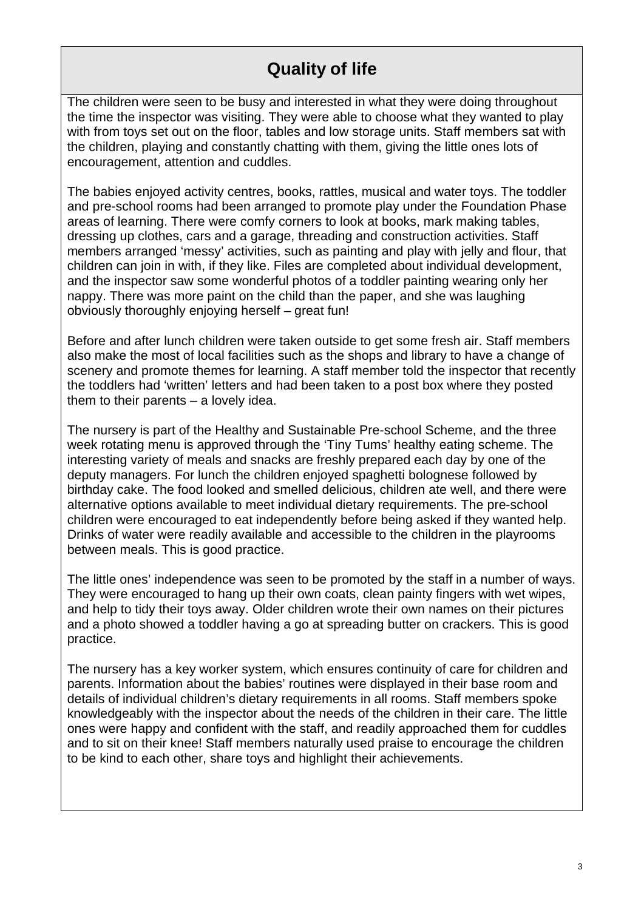## Quality of life

The children were seen to be busy and interested in what they were doing throughout the time the inspector was visiting. They were able to choose what they wanted to play with from toys set out on the floor, tables and low storage units. Staff members sat with the children, playing and constantly chatting with them, giving the little ones lots of encouragement, attention and cuddles.

The babies enjoyed activity centres, books, rattles, musical and water toys. The toddler and pre-school rooms had been arranged to promote play under the Foundation Phase areas of learning. There were comfy corners to look at books, mark making tables, dressing up clothes, cars and a garage, threading and construction activities. Staff members arranged 'messy' activities, such as painting and play with jelly and flour, that children can join in with, if they like. Files are completed about individual development, and the inspector saw some wonderful photos of a toddler painting wearing only her nappy. There was more paint on the child than the paper, and she was laughing obviously thoroughly enjoying herself – great fun!

Before and after lunch children were taken outside to get some fresh air. Staff members also make the most of local facilities such as the shops and library to have a change of scenery and promote themes for learning. A staff member told the inspector that recently the toddlers had 'written' letters and had been taken to a post box where they posted them to their parents – a lovely idea.

The nursery is part of the Healthy and Sustainable Pre-school Scheme, and the three week rotating menu is approved through the 'Tiny Tums' healthy eating scheme. The interesting variety of meals and snacks are freshly prepared each day by one of the deputy managers. For lunch the children enjoyed spaghetti bolognese followed by birthday cake. The food looked and smelled delicious, children ate well, and there were alternative options available to meet individual dietary requirements. The pre-school children were encouraged to eat independently before being asked if they wanted help. Drinks of water were readily available and accessible to the children in the playrooms between meals. This is good practice.

The little ones' independence was seen to be promoted by the staff in a number of ways. They were encouraged to hang up their own coats, clean painty fingers with wet wipes, and help to tidy their toys away. Older children wrote their own names on their pictures and a photo showed a toddler having a go at spreading butter on crackers. This is good practice.

The nursery has a key worker system, which ensures continuity of care for children and parents. Information about the babies' routines were displayed in their base room and details of individual children's dietary requirements in all rooms. Staff members spoke knowledgeably with the inspector about the needs of the children in their care. The little ones were happy and confident with the staff, and readily approached them for cuddles and to sit on their knee! Staff members naturally used praise to encourage the children to be kind to each other, share toys and highlight their achievements.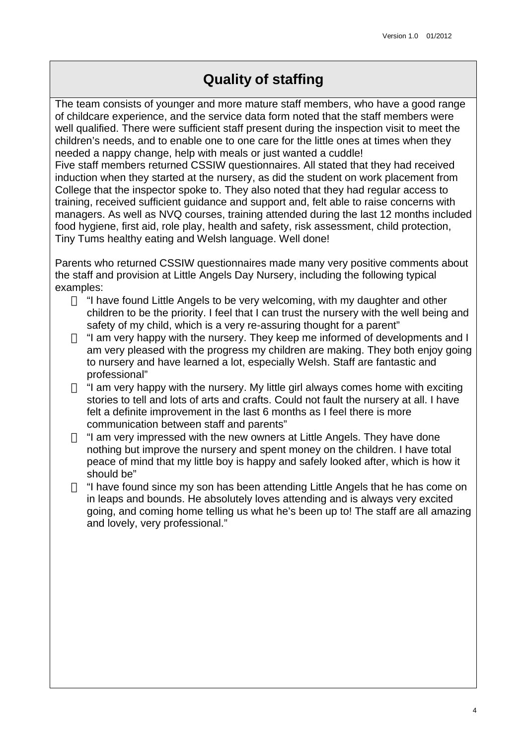## Quality of staffing

The team consists of younger and more mature staff members, who have a good range of childcare experience, and the service data form noted that the staff members were well qualified. There were sufficient staff present during the inspection visit to meet the children's needs, and to enable one to one care for the little ones at times when they needed a nappy change, help with meals or just wanted a cuddle!

Five staff members returned CSSIW questionnaires. All stated that they had received induction when they started at the nursery, as did the student on work placement from College that the inspector spoke to. They also noted that they had regular access to training, received sufficient guidance and support and, felt able to raise concerns with managers. As well as NVQ courses, training attended during the last 12 months included food hygiene, first aid, role play, health and safety, risk assessment, child protection, Tiny Tums healthy eating and Welsh language. Well done!

Parents who returned CSSIW questionnaires made many very positive comments about the staff and provision at Little Angels Day Nursery, including the following typical examples:

- "I have found Little Angels to be very welcoming, with my daughter and other children to be the priority. I feel that I can trust the nursery with the well being and safety of my child, which is a very re-assuring thought for a parent"
- "I am very happy with the nursery. They keep me informed of developments and I am very pleased with the progress my children are making. They both enjoy going to nursery and have learned a lot, especially Welsh. Staff are fantastic and professional"
- "I am very happy with the nursery. My little girl always comes home with exciting stories to tell and lots of arts and crafts. Could not fault the nursery at all. I have felt a definite improvement in the last 6 months as I feel there is more communication between staff and parents"
- "I am very impressed with the new owners at Little Angels. They have done nothing but improve the nursery and spent money on the children. I have total peace of mind that my little boy is happy and safely looked after, which is how it should be"
- "I have found since my son has been attending Little Angels that he has come on in leaps and bounds. He absolutely loves attending and is always very excited going, and coming home telling us what he's been up to! The staff are all amazing and lovely, very professional."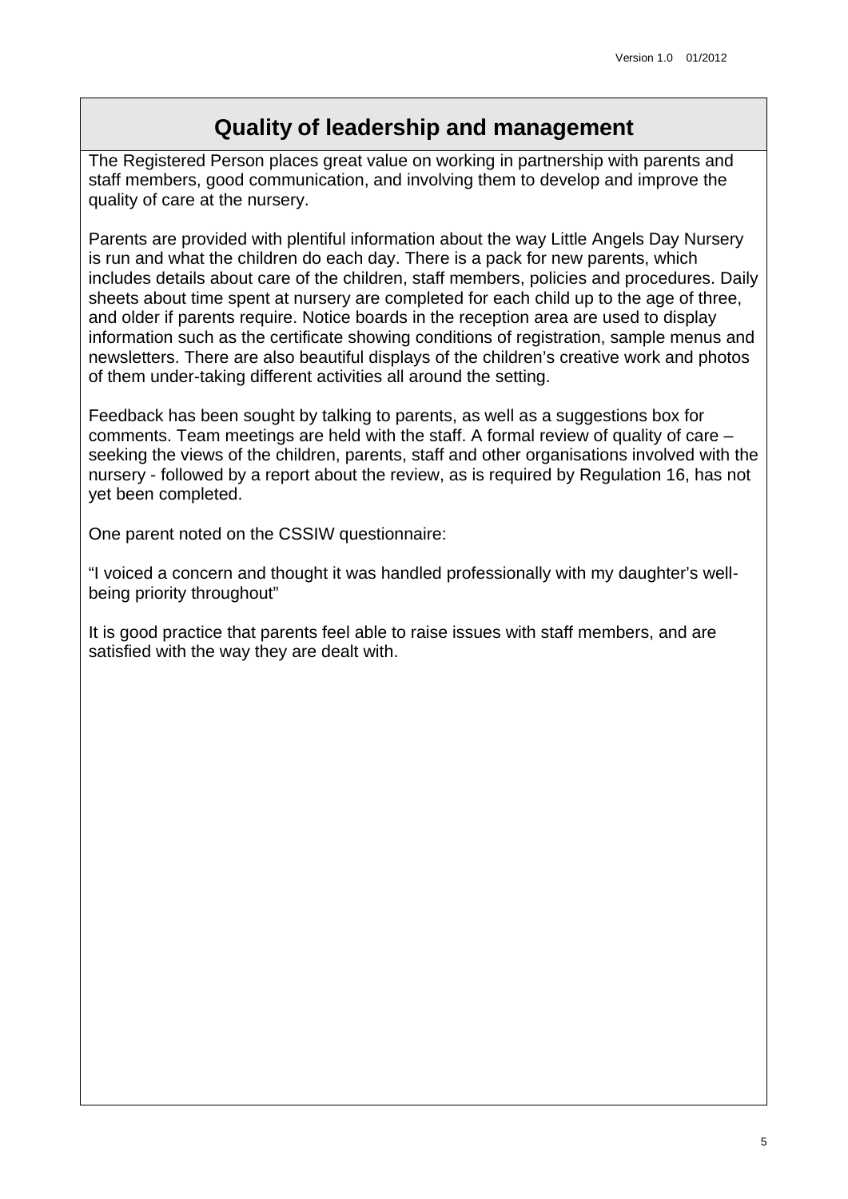## Quality of leadership and management

The Registered Person places great value on working in partnership with parents and staff members, good communication, and involving them to develop and improve the quality of care at the nursery.

Parents are provided with plentiful information about the way Little Angels Day Nursery is run and what the children do each day. There is a pack for new parents, which includes details about care of the children, staff members, policies and procedures. Daily sheets about time spent at nursery are completed for each child up to the age of three, and older if parents require. Notice boards in the reception area are used to display information such as the certificate showing conditions of registration, sample menus and newsletters. There are also beautiful displays of the children's creative work and photos of them under-taking different activities all around the setting.

Feedback has been sought by talking to parents, as well as a suggestions box for comments. Team meetings are held with the staff. A formal review of quality of care – seeking the views of the children, parents, staff and other organisations involved with the nursery - followed by a report about the review, as is required by Regulation 16, has not yet been completed.

One parent noted on the CSSIW questionnaire:

"I voiced a concern and thought it was handled professionally with my daughter's well-being priority throughout"

It is good practice that parents feel able to raise issues with staff members, and are satisfied with the way they are dealt with.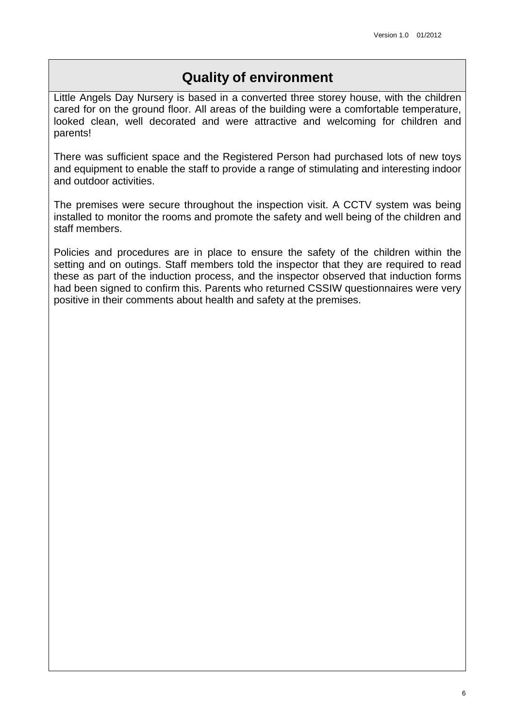## Quality of environment

Little Angels Day Nursery is based in a converted three storey house, with the children cared for on the ground floor. All areas of the building were a comfortable temperature, looked clean, well decorated and were attractive and welcoming for children and parents!

There was sufficient space and the Registered Person had purchased lots of new toys and equipment to enable the staff to provide a range of stimulating and interesting indoor and outdoor activities.

The premises were secure throughout the inspection visit. A CCTV system was being installed to monitor the rooms and promote the safety and well being of the children and staff members.

Policies and procedures are in place to ensure the safety of the children within the setting and on outings. Staff members told the inspector that they are required to read these as part of the induction process, and the inspector observed that induction forms had been signed to confirm this. Parents who returned CSSIW questionnaires were very positive in their comments about health and safety at the premises.